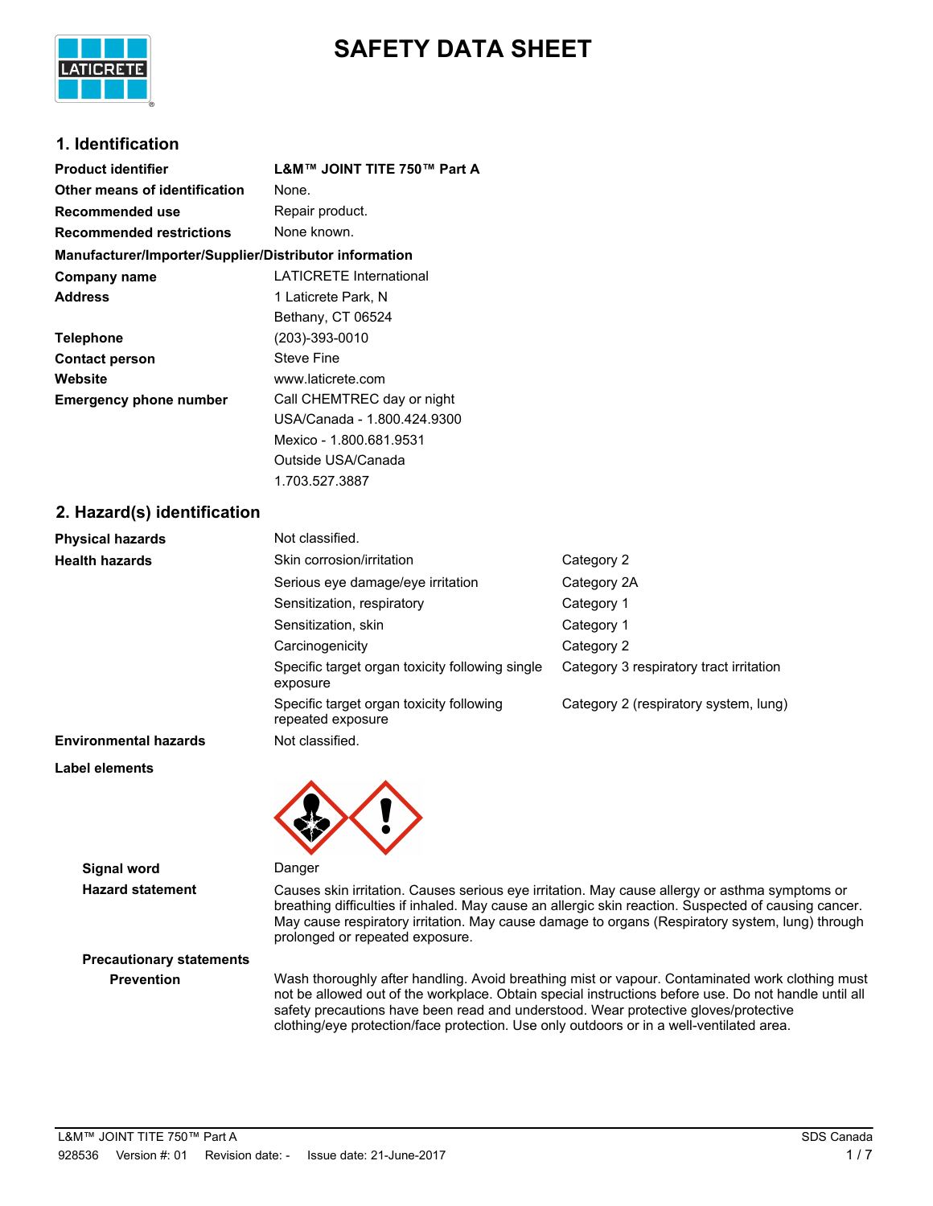# SAFETY DATA SHEET

## 1. Identification

| | |
|---|---|
| **Product identifier** | **L&M™ JOINT TITE 750™ Part A** |
| **Other means of identification** | None. |
| **Recommended use** | Repair product. |
| **Recommended restrictions** | None known. |

**Manufacturer/Importer/Supplier/Distributor information**

| | |
|---|---|
| **Company name** | LATICRETE International |
| **Address** | 1 Laticrete Park, N<br>Bethany, CT 06524 |
| **Telephone** | (203)-393-0010 |
| **Contact person** | Steve Fine |
| **Website** | www.laticrete.com |
| **Emergency phone number** | Call CHEMTREC day or night<br>USA/Canada - 1.800.424.9300<br>Mexico - 1.800.681.9531<br>Outside USA/Canada<br>1.703.527.3887 |

## 2. Hazard(s) identification

| | | |
|---|---|---|
| **Physical hazards** | Not classified. | |
| **Health hazards** | Skin corrosion/irritation | Category 2 |
| | Serious eye damage/eye irritation | Category 2A |
| | Sensitization, respiratory | Category 1 |
| | Sensitization, skin | Category 1 |
| | Carcinogenicity | Category 2 |
| | Specific target organ toxicity following single exposure | Category 3 respiratory tract irritation |
| | Specific target organ toxicity following repeated exposure | Category 2 (respiratory system, lung) |
| **Environmental hazards** | Not classified. | |

**Label elements**

**Signal word** Danger

**Hazard statement** Causes skin irritation. Causes serious eye irritation. May cause allergy or asthma symptoms or breathing difficulties if inhaled. May cause an allergic skin reaction. Suspected of causing cancer. May cause respiratory irritation. May cause damage to organs (Respiratory system, lung) through prolonged or repeated exposure.

**Precautionary statements**

**Prevention** Wash thoroughly after handling. Avoid breathing mist or vapour. Contaminated work clothing must not be allowed out of the workplace. Obtain special instructions before use. Do not handle until all safety precautions have been read and understood. Wear protective gloves/protective clothing/eye protection/face protection. Use only outdoors or in a well-ventilated area.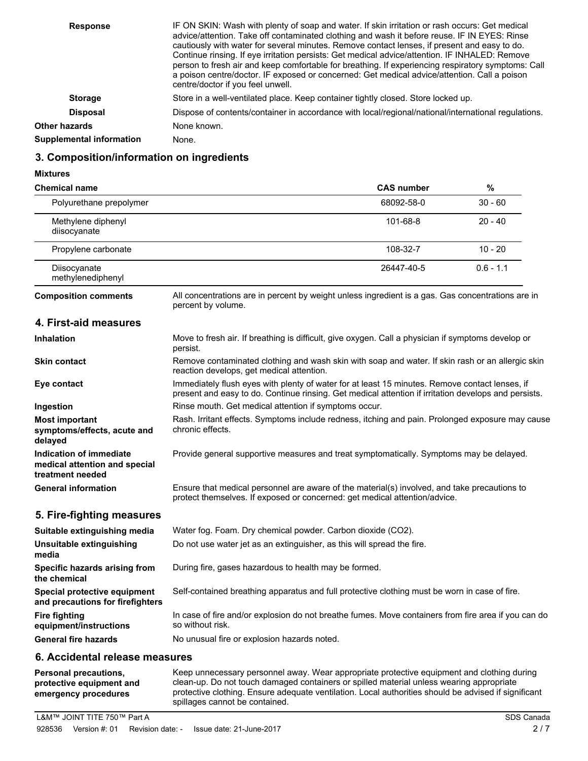| | |
|---|---|
| **Response** | IF ON SKIN: Wash with plenty of soap and water. If skin irritation or rash occurs: Get medical advice/attention. Take off contaminated clothing and wash it before reuse. IF IN EYES: Rinse cautiously with water for several minutes. Remove contact lenses, if present and easy to do. Continue rinsing. If eye irritation persists: Get medical advice/attention. IF INHALED: Remove person to fresh air and keep comfortable for breathing. If experiencing respiratory symptoms: Call a poison centre/doctor. IF exposed or concerned: Get medical advice/attention. Call a poison centre/doctor if you feel unwell. |
| **Storage** | Store in a well-ventilated place. Keep container tightly closed. Store locked up. |
| **Disposal** | Dispose of contents/container in accordance with local/regional/national/international regulations. |
| **Other hazards** | None known. |
| **Supplemental information** | None. |

## 3. Composition/information on ingredients

**Mixtures**

| Chemical name | CAS number | % |
|---|---|---|
| Polyurethane prepolymer | 68092-58-0 | 30 - 60 |
| Methylene diphenyl diisocyanate | 101-68-8 | 20 - 40 |
| Propylene carbonate | 108-32-7 | 10 - 20 |
| Diisocyanate methylenediphenyl | 26447-40-5 | 0.6 - 1.1 |

**Composition comments** All concentrations are in percent by weight unless ingredient is a gas. Gas concentrations are in percent by volume.

## 4. First-aid measures

| | |
|---|---|
| **Inhalation** | Move to fresh air. If breathing is difficult, give oxygen. Call a physician if symptoms develop or persist. |
| **Skin contact** | Remove contaminated clothing and wash skin with soap and water. If skin rash or an allergic skin reaction develops, get medical attention. |
| **Eye contact** | Immediately flush eyes with plenty of water for at least 15 minutes. Remove contact lenses, if present and easy to do. Continue rinsing. Get medical attention if irritation develops and persists. |
| **Ingestion** | Rinse mouth. Get medical attention if symptoms occur. |
| **Most important symptoms/effects, acute and delayed** | Rash. Irritant effects. Symptoms include redness, itching and pain. Prolonged exposure may cause chronic effects. |
| **Indication of immediate medical attention and special treatment needed** | Provide general supportive measures and treat symptomatically. Symptoms may be delayed. |
| **General information** | Ensure that medical personnel are aware of the material(s) involved, and take precautions to protect themselves. If exposed or concerned: get medical attention/advice. |

## 5. Fire-fighting measures

| | |
|---|---|
| **Suitable extinguishing media** | Water fog. Foam. Dry chemical powder. Carbon dioxide ($CO_2$). |
| **Unsuitable extinguishing media** | Do not use water jet as an extinguisher, as this will spread the fire. |
| **Specific hazards arising from the chemical** | During fire, gases hazardous to health may be formed. |
| **Special protective equipment and precautions for firefighters** | Self-contained breathing apparatus and full protective clothing must be worn in case of fire. |
| **Fire fighting equipment/instructions** | In case of fire and/or explosion do not breathe fumes. Move containers from fire area if you can do so without risk. |
| **General fire hazards** | No unusual fire or explosion hazards noted. |

## 6. Accidental release measures

| | |
|---|---|
| **Personal precautions, protective equipment and emergency procedures** | Keep unnecessary personnel away. Wear appropriate protective equipment and clothing during clean-up. Do not touch damaged containers or spilled material unless wearing appropriate protective clothing. Ensure adequate ventilation. Local authorities should be advised if significant spillages cannot be contained. |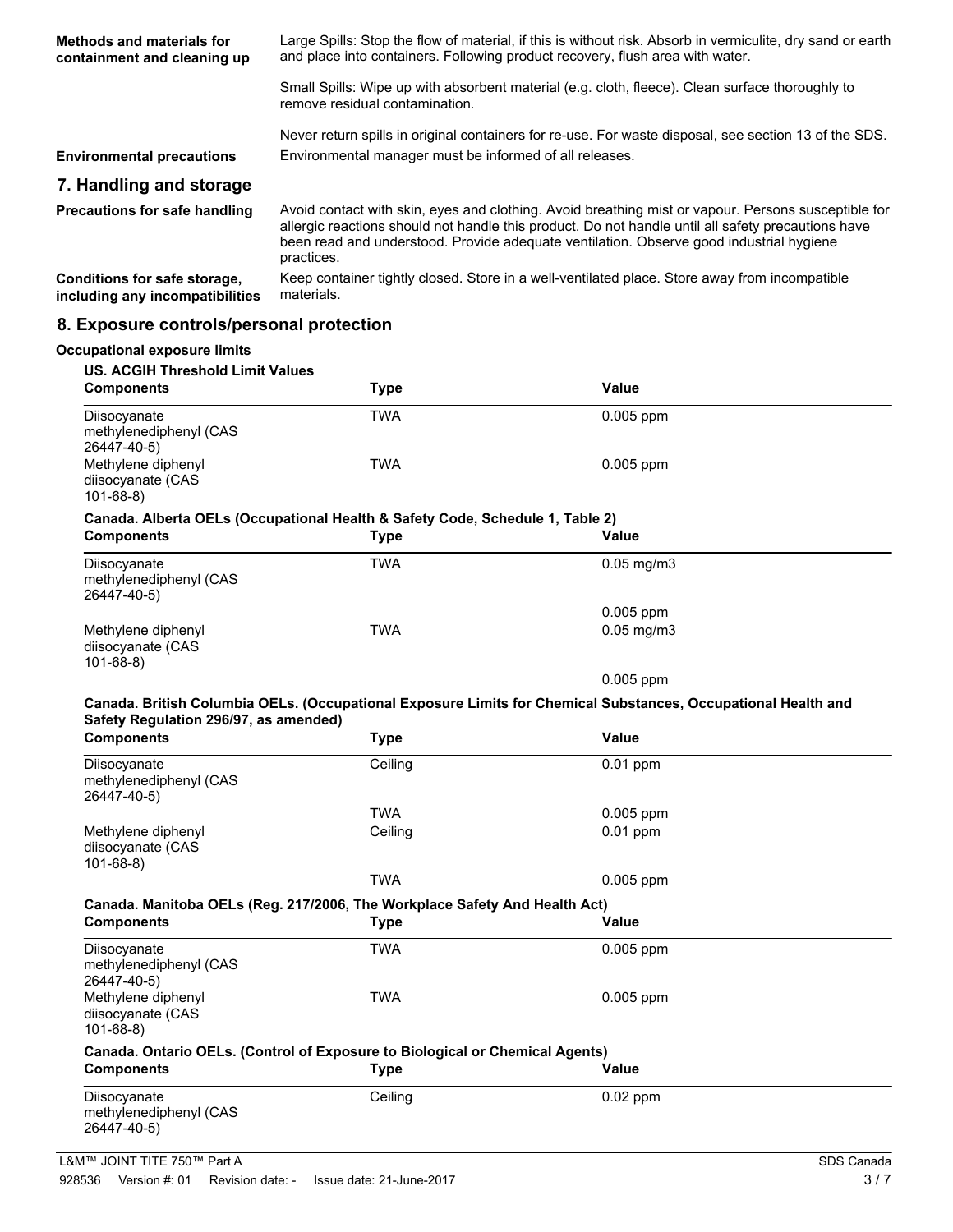| | |
|---|---|
| **Methods and materials for containment and cleaning up** | Large Spills: Stop the flow of material, if this is without risk. Absorb in vermiculite, dry sand or earth and place into containers. Following product recovery, flush area with water. |
| | Small Spills: Wipe up with absorbent material (e.g. cloth, fleece). Clean surface thoroughly to remove residual contamination. |
| | Never return spills in original containers for re-use. For waste disposal, see section 13 of the SDS. |
| **Environmental precautions** | Environmental manager must be informed of all releases. |

## 7. Handling and storage

| | |
|---|---|
| **Precautions for safe handling** | Avoid contact with skin, eyes and clothing. Avoid breathing mist or vapour. Persons susceptible for allergic reactions should not handle this product. Do not handle until all safety precautions have been read and understood. Provide adequate ventilation. Observe good industrial hygiene practices. |
| **Conditions for safe storage, including any incompatibilities** | Keep container tightly closed. Store in a well-ventilated place. Store away from incompatible materials. |

## 8. Exposure controls/personal protection

**Occupational exposure limits**

**US. ACGIH Threshold Limit Values**

| Components | Type | Value |
|---|---|---|
| Diisocyanate methylenediphenyl (CAS 26447-40-5) | TWA | 0.005 ppm |
| Methylene diphenyl diisocyanate (CAS 101-68-8) | TWA | 0.005 ppm |

**Canada. Alberta OELs (Occupational Health & Safety Code, Schedule 1, Table 2)**

| Components | Type | Value |
|---|---|---|
| Diisocyanate methylenediphenyl (CAS 26447-40-5) | TWA | 0.05 mg/m3 |
| | | 0.005 ppm |
| Methylene diphenyl diisocyanate (CAS 101-68-8) | TWA | 0.05 mg/m3 |
| | | 0.005 ppm |

**Canada. British Columbia OELs. (Occupational Exposure Limits for Chemical Substances, Occupational Health and Safety Regulation 296/97, as amended)**

| Components | Type | Value |
|---|---|---|
| Diisocyanate methylenediphenyl (CAS 26447-40-5) | Ceiling | 0.01 ppm |
| | TWA | 0.005 ppm |
| Methylene diphenyl diisocyanate (CAS 101-68-8) | Ceiling | 0.01 ppm |
| | TWA | 0.005 ppm |

**Canada. Manitoba OELs (Reg. 217/2006, The Workplace Safety And Health Act)**

| Components | Type | Value |
|---|---|---|
| Diisocyanate methylenediphenyl (CAS 26447-40-5) | TWA | 0.005 ppm |
| Methylene diphenyl diisocyanate (CAS 101-68-8) | TWA | 0.005 ppm |

**Canada. Ontario OELs. (Control of Exposure to Biological or Chemical Agents)**

| Components | Type | Value |
|---|---|---|
| Diisocyanate methylenediphenyl (CAS 26447-40-5) | Ceiling | 0.02 ppm |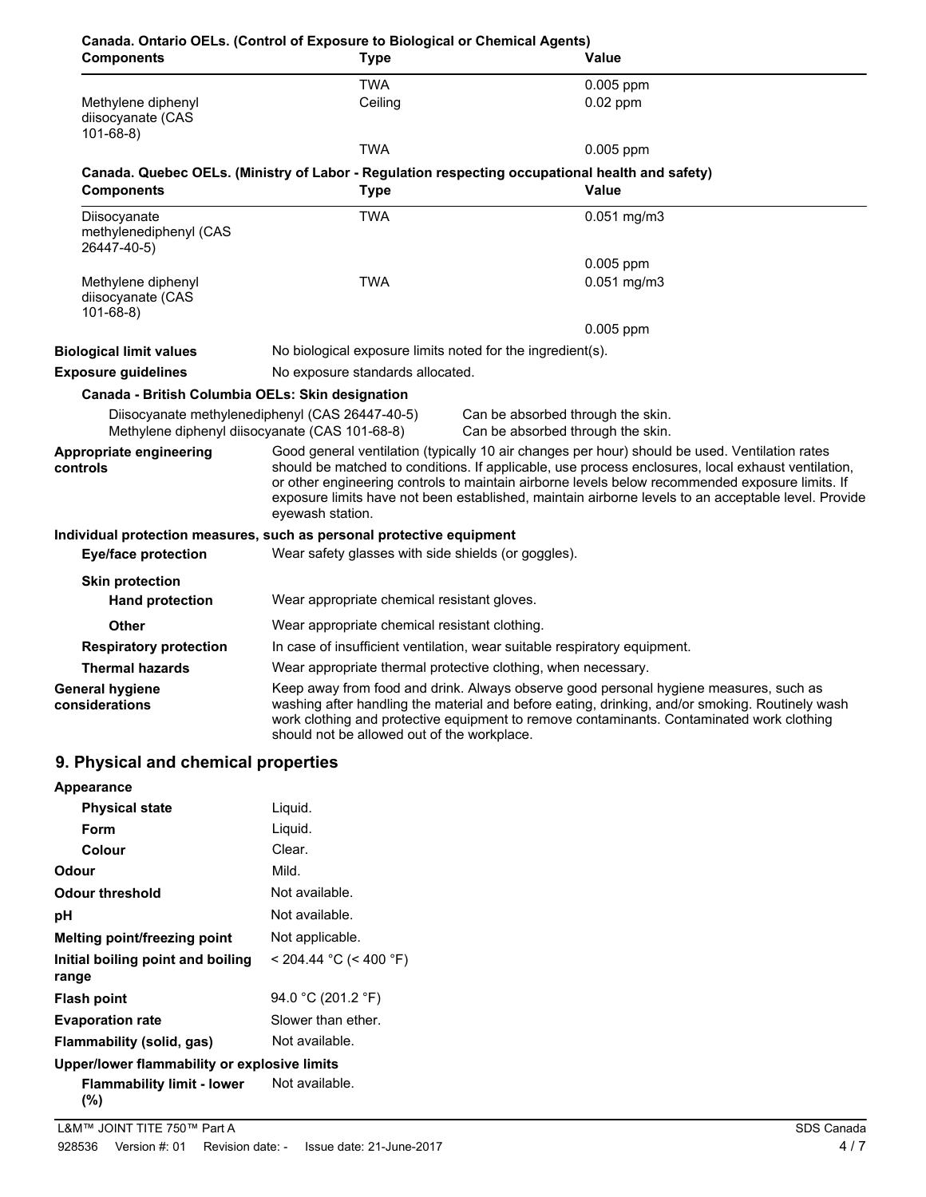**Canada. Ontario OELs. (Control of Exposure to Biological or Chemical Agents)**

| Components | Type | Value |
|---|---|---|
| | TWA | 0.005 ppm |
| Methylene diphenyl diisocyanate (CAS 101-68-8) | Ceiling | 0.02 ppm |
| | TWA | 0.005 ppm |

**Canada. Quebec OELs. (Ministry of Labor - Regulation respecting occupational health and safety)**

| Components | Type | Value |
|---|---|---|
| Diisocyanate methylenediphenyl (CAS 26447-40-5) | TWA | 0.051 mg/m3 |
| | | 0.005 ppm |
| Methylene diphenyl diisocyanate (CAS 101-68-8) | TWA | 0.051 mg/m3 |
| | | 0.005 ppm |

**Biological limit values** No biological exposure limits noted for the ingredient(s).

**Exposure guidelines** No exposure standards allocated.

**Canada - British Columbia OELs: Skin designation**

| | |
|---|---|
| Diisocyanate methylenediphenyl (CAS 26447-40-5) | Can be absorbed through the skin. |
| Methylene diphenyl diisocyanate (CAS 101-68-8) | Can be absorbed through the skin. |

**Appropriate engineering controls** Good general ventilation (typically 10 air changes per hour) should be used. Ventilation rates should be matched to conditions. If applicable, use process enclosures, local exhaust ventilation, or other engineering controls to maintain airborne levels below recommended exposure limits. If exposure limits have not been established, maintain airborne levels to an acceptable level. Provide eyewash station.

**Individual protection measures, such as personal protective equipment**

**Eye/face protection** Wear safety glasses with side shields (or goggles).

**Skin protection**

**Hand protection** Wear appropriate chemical resistant gloves.

**Other** Wear appropriate chemical resistant clothing.

**Respiratory protection** In case of insufficient ventilation, wear suitable respiratory equipment.

**Thermal hazards** Wear appropriate thermal protective clothing, when necessary.

**General hygiene considerations** Keep away from food and drink. Always observe good personal hygiene measures, such as washing after handling the material and before eating, drinking, and/or smoking. Routinely wash work clothing and protective equipment to remove contaminants. Contaminated work clothing should not be allowed out of the workplace.

## 9. Physical and chemical properties

**Appearance**

| | |
|---|---|
| **Physical state** | Liquid. |
| **Form** | Liquid. |
| **Colour** | Clear. |
| **Odour** | Mild. |
| **Odour threshold** | Not available. |
| **pH** | Not available. |
| **Melting point/freezing point** | Not applicable. |
| **Initial boiling point and boiling range** | < 204.44 °C (< 400 °F) |
| **Flash point** | 94.0 °C (201.2 °F) |
| **Evaporation rate** | Slower than ether. |
| **Flammability (solid, gas)** | Not available. |

**Upper/lower flammability or explosive limits**

**Flammability limit - lower (%)** Not available.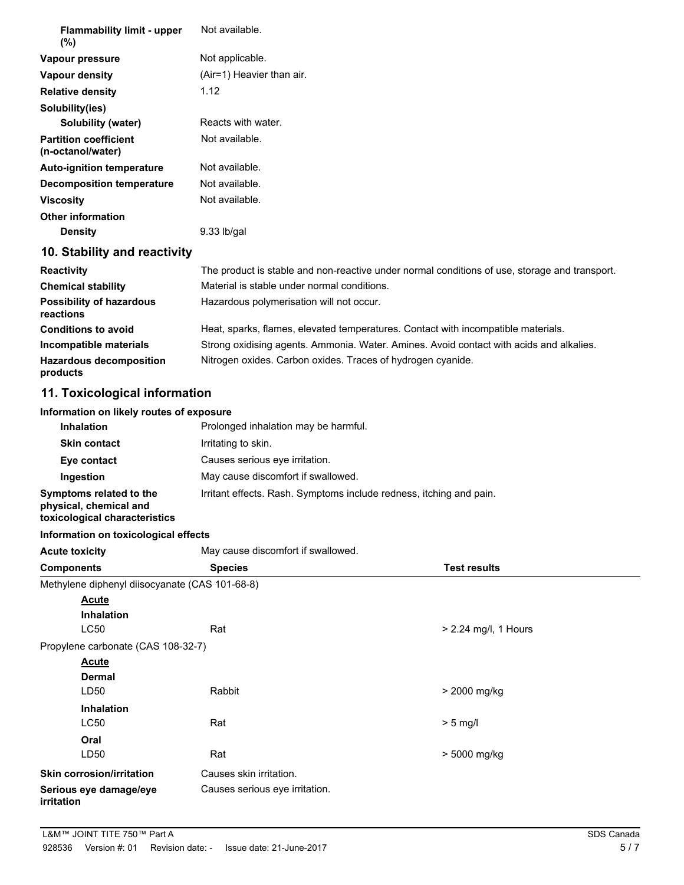| | |
|---|---|
| **Flammability limit - upper (%)** | Not available. |
| **Vapour pressure** | Not applicable. |
| **Vapour density** | (Air=1) Heavier than air. |
| **Relative density** | 1.12 |
| **Solubility(ies)** | |
| **Solubility (water)** | Reacts with water. |
| **Partition coefficient (n-octanol/water)** | Not available. |
| **Auto-ignition temperature** | Not available. |
| **Decomposition temperature** | Not available. |
| **Viscosity** | Not available. |
| **Other information** | |
| **Density** | 9.33 lb/gal |

## 10. Stability and reactivity

| | |
|---|---|
| **Reactivity** | The product is stable and non-reactive under normal conditions of use, storage and transport. |
| **Chemical stability** | Material is stable under normal conditions. |
| **Possibility of hazardous reactions** | Hazardous polymerisation will not occur. |
| **Conditions to avoid** | Heat, sparks, flames, elevated temperatures. Contact with incompatible materials. |
| **Incompatible materials** | Strong oxidising agents. Ammonia. Water. Amines. Avoid contact with acids and alkalies. |
| **Hazardous decomposition products** | Nitrogen oxides. Carbon oxides. Traces of hydrogen cyanide. |

## 11. Toxicological information

**Information on likely routes of exposure**

| | |
|---|---|
| **Inhalation** | Prolonged inhalation may be harmful. |
| **Skin contact** | Irritating to skin. |
| **Eye contact** | Causes serious eye irritation. |
| **Ingestion** | May cause discomfort if swallowed. |
| **Symptoms related to the physical, chemical and toxicological characteristics** | Irritant effects. Rash. Symptoms include redness, itching and pain. |

**Information on toxicological effects**

**Acute toxicity** May cause discomfort if swallowed.

| Components | Species | Test results |
|---|---|---|
| Methylene diphenyl diisocyanate (CAS 101-68-8) | | |
| **Acute** | | |
| **Inhalation** | | |
| LC50 | Rat | > 2.24 mg/l, 1 Hours |
| Propylene carbonate (CAS 108-32-7) | | |
| **Acute** | | |
| **Dermal** | | |
| LD50 | Rabbit | > 2000 mg/kg |
| **Inhalation** | | |
| LC50 | Rat | > 5 mg/l |
| **Oral** | | |
| LD50 | Rat | > 5000 mg/kg |

| | |
|---|---|
| **Skin corrosion/irritation** | Causes skin irritation. |
| **Serious eye damage/eye irritation** | Causes serious eye irritation. |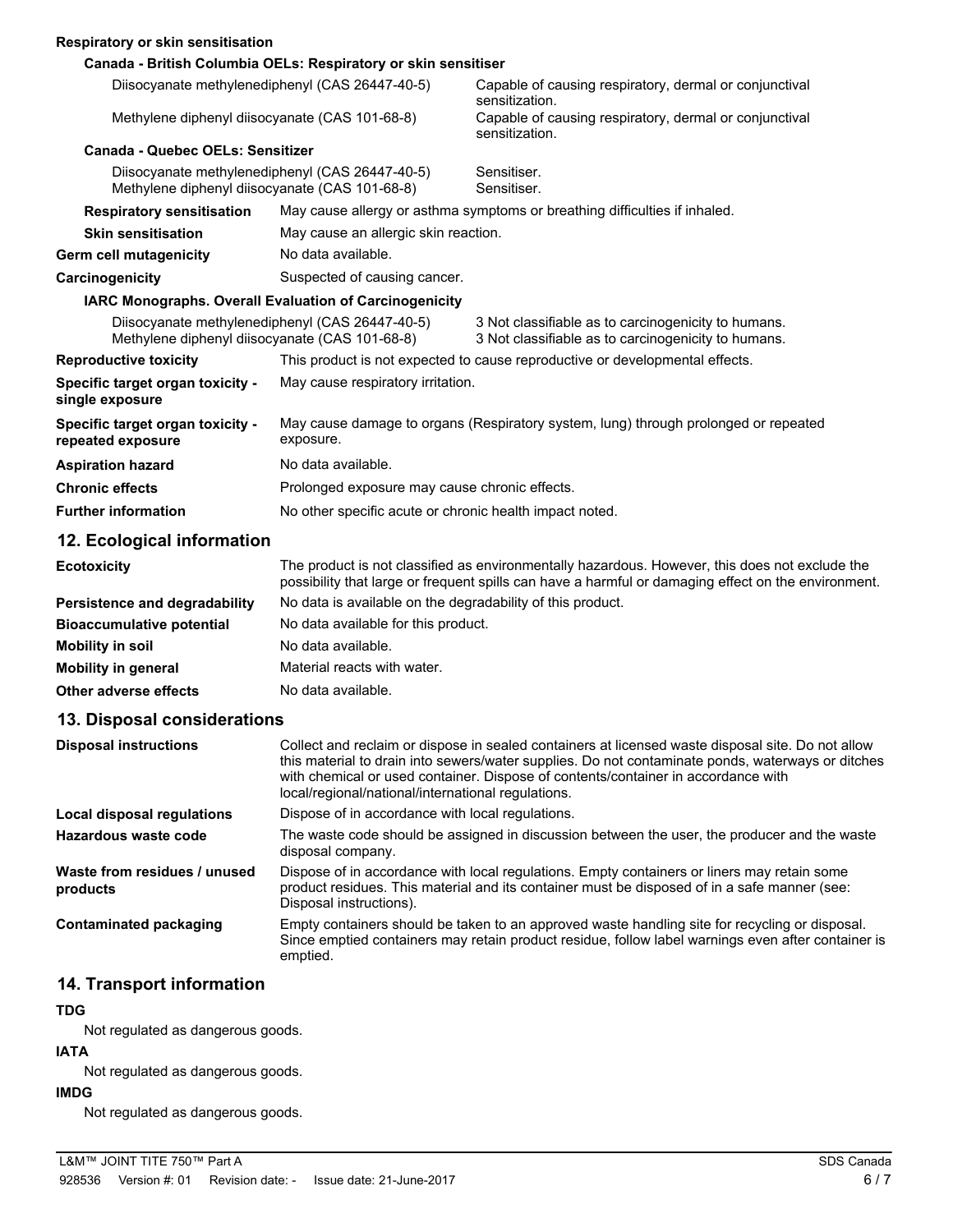**Respiratory or skin sensitisation**

**Canada - British Columbia OELs: Respiratory or skin sensitiser**

| | |
|---|---|
| Diisocyanate methylenediphenyl (CAS 26447-40-5) | Capable of causing respiratory, dermal or conjunctival sensitization. |
| Methylene diphenyl diisocyanate (CAS 101-68-8) | Capable of causing respiratory, dermal or conjunctival sensitization. |

**Canada - Quebec OELs: Sensitizer**

| | |
|---|---|
| Diisocyanate methylenediphenyl (CAS 26447-40-5) | Sensitiser. |
| Methylene diphenyl diisocyanate (CAS 101-68-8) | Sensitiser. |

| | |
|---|---|
| **Respiratory sensitisation** | May cause allergy or asthma symptoms or breathing difficulties if inhaled. |
| **Skin sensitisation** | May cause an allergic skin reaction. |
| **Germ cell mutagenicity** | No data available. |
| **Carcinogenicity** | Suspected of causing cancer. |

**IARC Monographs. Overall Evaluation of Carcinogenicity**

| | |
|---|---|
| Diisocyanate methylenediphenyl (CAS 26447-40-5) | 3 Not classifiable as to carcinogenicity to humans. |
| Methylene diphenyl diisocyanate (CAS 101-68-8) | 3 Not classifiable as to carcinogenicity to humans. |

| | |
|---|---|
| **Reproductive toxicity** | This product is not expected to cause reproductive or developmental effects. |
| **Specific target organ toxicity - single exposure** | May cause respiratory irritation. |
| **Specific target organ toxicity - repeated exposure** | May cause damage to organs (Respiratory system, lung) through prolonged or repeated exposure. |
| **Aspiration hazard** | No data available. |
| **Chronic effects** | Prolonged exposure may cause chronic effects. |
| **Further information** | No other specific acute or chronic health impact noted. |

## 12. Ecological information

| | |
|---|---|
| **Ecotoxicity** | The product is not classified as environmentally hazardous. However, this does not exclude the possibility that large or frequent spills can have a harmful or damaging effect on the environment. |
| **Persistence and degradability** | No data is available on the degradability of this product. |
| **Bioaccumulative potential** | No data available for this product. |
| **Mobility in soil** | No data available. |
| **Mobility in general** | Material reacts with water. |
| **Other adverse effects** | No data available. |

## 13. Disposal considerations

| | |
|---|---|
| **Disposal instructions** | Collect and reclaim or dispose in sealed containers at licensed waste disposal site. Do not allow this material to drain into sewers/water supplies. Do not contaminate ponds, waterways or ditches with chemical or used container. Dispose of contents/container in accordance with local/regional/national/international regulations. |
| **Local disposal regulations** | Dispose of in accordance with local regulations. |
| **Hazardous waste code** | The waste code should be assigned in discussion between the user, the producer and the waste disposal company. |
| **Waste from residues / unused products** | Dispose of in accordance with local regulations. Empty containers or liners may retain some product residues. This material and its container must be disposed of in a safe manner (see: Disposal instructions). |
| **Contaminated packaging** | Empty containers should be taken to an approved waste handling site for recycling or disposal. Since emptied containers may retain product residue, follow label warnings even after container is emptied. |

## 14. Transport information

**TDG**

Not regulated as dangerous goods.

**IATA**

Not regulated as dangerous goods.

**IMDG**

Not regulated as dangerous goods.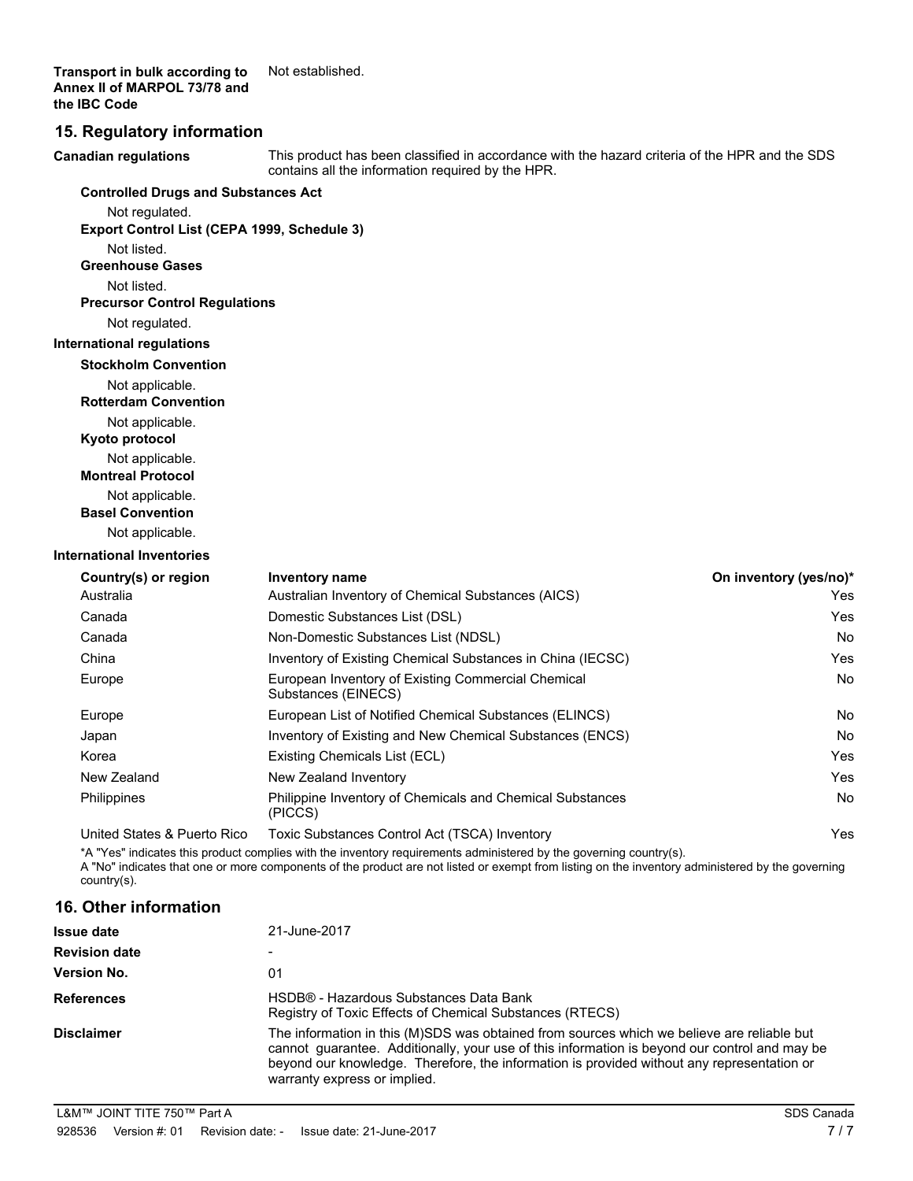**Transport in bulk according to Annex II of MARPOL 73/78 and the IBC Code** Not established.

## 15. Regulatory information

**Canadian regulations** This product has been classified in accordance with the hazard criteria of the HPR and the SDS contains all the information required by the HPR.

**Controlled Drugs and Substances Act**

Not regulated.

**Export Control List (CEPA 1999, Schedule 3)**

Not listed.

**Greenhouse Gases**

Not listed.

**Precursor Control Regulations**

Not regulated.

**International regulations**

**Stockholm Convention**

Not applicable.

**Rotterdam Convention**

Not applicable.

**Kyoto protocol**

Not applicable.

**Montreal Protocol**

Not applicable.

**Basel Convention**

Not applicable.

**International Inventories**

| Country(s) or region | Inventory name | On inventory (yes/no)* |
|---|---|---|
| Australia | Australian Inventory of Chemical Substances (AICS) | Yes |
| Canada | Domestic Substances List (DSL) | Yes |
| Canada | Non-Domestic Substances List (NDSL) | No |
| China | Inventory of Existing Chemical Substances in China (IECSC) | Yes |
| Europe | European Inventory of Existing Commercial Chemical Substances (EINECS) | No |
| Europe | European List of Notified Chemical Substances (ELINCS) | No |
| Japan | Inventory of Existing and New Chemical Substances (ENCS) | No |
| Korea | Existing Chemicals List (ECL) | Yes |
| New Zealand | New Zealand Inventory | Yes |
| Philippines | Philippine Inventory of Chemicals and Chemical Substances (PICCS) | No |
| United States & Puerto Rico | Toxic Substances Control Act (TSCA) Inventory | Yes |

*A "Yes" indicates this product complies with the inventory requirements administered by the governing country(s).
A "No" indicates that one or more components of the product are not listed or exempt from listing on the inventory administered by the governing country(s).

## 16. Other information

**Issue date** 21-June-2017

**Revision date** -

**Version No.** 01

**References** HSDB® - Hazardous Substances Data Bank
Registry of Toxic Effects of Chemical Substances (RTECS)

**Disclaimer** The information in this (M)SDS was obtained from sources which we believe are reliable but cannot guarantee. Additionally, your use of this information is beyond our control and may be beyond our knowledge. Therefore, the information is provided without any representation or warranty express or implied.